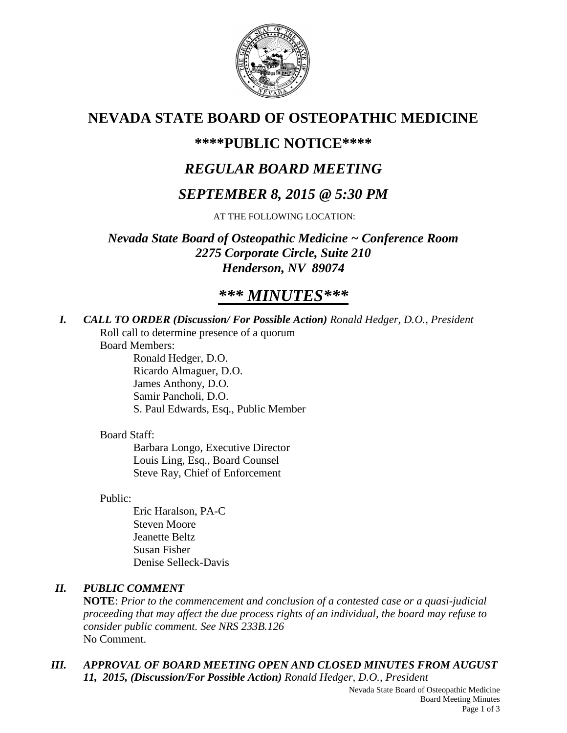# NEVADA STATE BOARD OF OSTEOPATHIC MEDICINE

## \*\*\*\*PUBLIC NOTICE\*\*\*\*

## *REGULAR BOARD MEETING*

## *SEPTEMBER 8, 2015 @ 5:30 PM*

AT THE FOLLOWING LOCATION:

***Nevada State Board of Osteopathic Medicine ~ Conference Room***
***2275 Corporate Circle, Suite 210***
***Henderson, NV 89074***

## ***\*\*\* MINUTES\*\*\****

***I. CALL TO ORDER (Discussion/ For Possible Action)*** *Ronald Hedger, D.O., President*

Roll call to determine presence of a quorum

Board Members:

- Ronald Hedger, D.O.
- Ricardo Almaguer, D.O.
- James Anthony, D.O.
- Samir Pancholi, D.O.
- S. Paul Edwards, Esq., Public Member

Board Staff:

- Barbara Longo, Executive Director
- Louis Ling, Esq., Board Counsel
- Steve Ray, Chief of Enforcement

Public:

- Eric Haralson, PA-C
- Steven Moore
- Jeanette Beltz
- Susan Fisher
- Denise Selleck-Davis

***II. PUBLIC COMMENT***

**NOTE**: *Prior to the commencement and conclusion of a contested case or a quasi-judicial proceeding that may affect the due process rights of an individual, the board may refuse to consider public comment. See NRS 233B.126*

No Comment.

***III. APPROVAL OF BOARD MEETING OPEN AND CLOSED MINUTES FROM AUGUST 11, 2015, (Discussion/For Possible Action)*** *Ronald Hedger, D.O., President*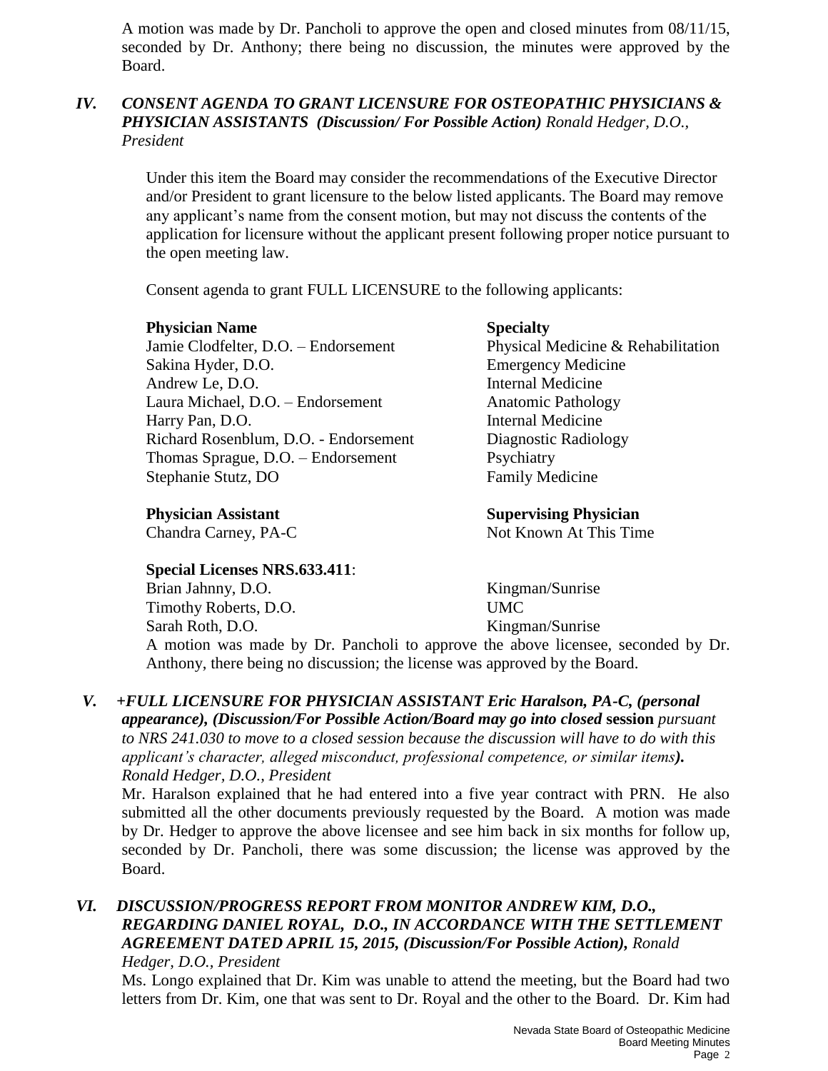A motion was made by Dr. Pancholi to approve the open and closed minutes from 08/11/15, seconded by Dr. Anthony; there being no discussion, the minutes were approved by the Board.

## *IV. CONSENT AGENDA TO GRANT LICENSURE FOR OSTEOPATHIC PHYSICIANS & PHYSICIAN ASSISTANTS (Discussion/ For Possible Action) Ronald Hedger, D.O., President*

Under this item the Board may consider the recommendations of the Executive Director and/or President to grant licensure to the below listed applicants. The Board may remove any applicant's name from the consent motion, but may not discuss the contents of the application for licensure without the applicant present following proper notice pursuant to the open meeting law.

Consent agenda to grant FULL LICENSURE to the following applicants:

| **Physician Name** | **Specialty** |
|---|---|
| Jamie Clodfelter, D.O. – Endorsement | Physical Medicine & Rehabilitation |
| Sakina Hyder, D.O. | Emergency Medicine |
| Andrew Le, D.O. | Internal Medicine |
| Laura Michael, D.O. – Endorsement | Anatomic Pathology |
| Harry Pan, D.O. | Internal Medicine |
| Richard Rosenblum, D.O. - Endorsement | Diagnostic Radiology |
| Thomas Sprague, D.O. – Endorsement | Psychiatry |
| Stephanie Stutz, DO | Family Medicine |

| **Physician Assistant** | **Supervising Physician** |
|---|---|
| Chandra Carney, PA-C | Not Known At This Time |

**Special Licenses NRS.633.411**:

| | |
|---|---|
| Brian Jahnny, D.O. | Kingman/Sunrise |
| Timothy Roberts, D.O. | UMC |
| Sarah Roth, D.O. | Kingman/Sunrise |

A motion was made by Dr. Pancholi to approve the above licensee, seconded by Dr. Anthony, there being no discussion; the license was approved by the Board.

## *V. +FULL LICENSURE FOR PHYSICIAN ASSISTANT Eric Haralson, PA-C, (personal appearance), (Discussion/For Possible Action/Board may go into closed* **session** *pursuant to NRS 241.030 to move to a closed session because the discussion will have to do with this applicant's character, alleged misconduct, professional competence, or similar items). Ronald Hedger, D.O., President*

Mr. Haralson explained that he had entered into a five year contract with PRN. He also submitted all the other documents previously requested by the Board. A motion was made by Dr. Hedger to approve the above licensee and see him back in six months for follow up, seconded by Dr. Pancholi, there was some discussion; the license was approved by the Board.

## *VI. DISCUSSION/PROGRESS REPORT FROM MONITOR ANDREW KIM, D.O., REGARDING DANIEL ROYAL, D.O., IN ACCORDANCE WITH THE SETTLEMENT AGREEMENT DATED APRIL 15, 2015, (Discussion/For Possible Action), Ronald Hedger, D.O., President*

Ms. Longo explained that Dr. Kim was unable to attend the meeting, but the Board had two letters from Dr. Kim, one that was sent to Dr. Royal and the other to the Board. Dr. Kim had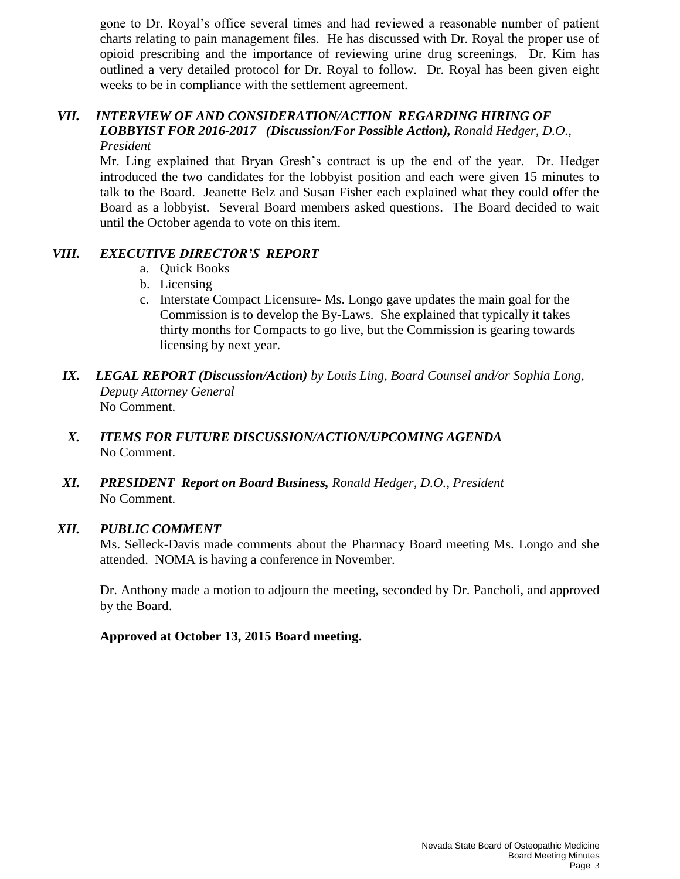gone to Dr. Royal's office several times and had reviewed a reasonable number of patient charts relating to pain management files. He has discussed with Dr. Royal the proper use of opioid prescribing and the importance of reviewing urine drug screenings. Dr. Kim has outlined a very detailed protocol for Dr. Royal to follow. Dr. Royal has been given eight weeks to be in compliance with the settlement agreement.

### VII. *INTERVIEW OF AND CONSIDERATION/ACTION REGARDING HIRING OF LOBBYIST FOR 2016-2017 (Discussion/For Possible Action), Ronald Hedger, D.O., President*

Mr. Ling explained that Bryan Gresh's contract is up the end of the year. Dr. Hedger introduced the two candidates for the lobbyist position and each were given 15 minutes to talk to the Board. Jeanette Belz and Susan Fisher each explained what they could offer the Board as a lobbyist. Several Board members asked questions. The Board decided to wait until the October agenda to vote on this item.

### VIII. *EXECUTIVE DIRECTOR'S REPORT*

a. Quick Books
b. Licensing
c. Interstate Compact Licensure- Ms. Longo gave updates the main goal for the Commission is to develop the By-Laws. She explained that typically it takes thirty months for Compacts to go live, but the Commission is gearing towards licensing by next year.

### IX. *LEGAL REPORT (Discussion/Action) by Louis Ling, Board Counsel and/or Sophia Long, Deputy Attorney General*

No Comment.

### X. *ITEMS FOR FUTURE DISCUSSION/ACTION/UPCOMING AGENDA*

No Comment.

### XI. *PRESIDENT Report on Board Business, Ronald Hedger, D.O., President*

No Comment.

### XII. *PUBLIC COMMENT*

Ms. Selleck-Davis made comments about the Pharmacy Board meeting Ms. Longo and she attended. NOMA is having a conference in November.

Dr. Anthony made a motion to adjourn the meeting, seconded by Dr. Pancholi, and approved by the Board.

**Approved at October 13, 2015 Board meeting.**